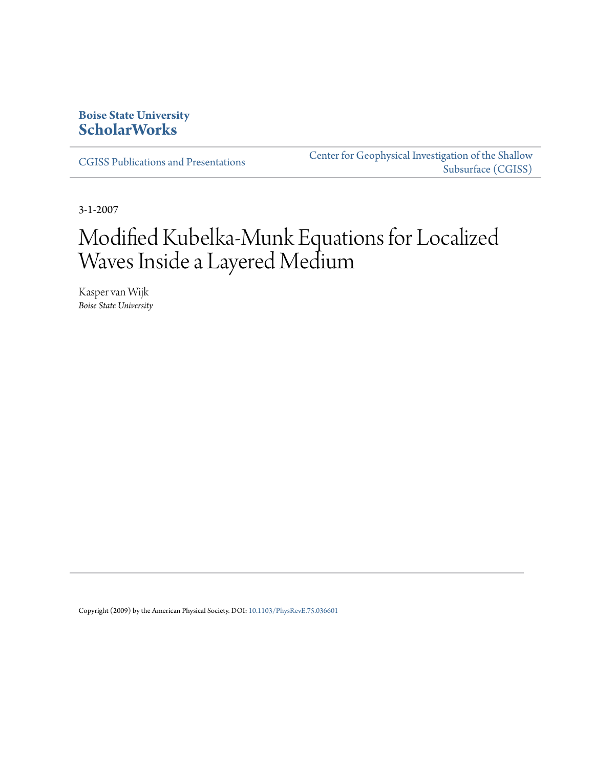**Boise State University**
**ScholarWorks**

CGISS Publications and Presentations

Center for Geophysical Investigation of the Shallow Subsurface (CGISS)

3-1-2007

# Modified Kubelka-Munk Equations for Localized Waves Inside a Layered Medium

Kasper van Wijk
*Boise State University*

Copyright (2009) by the American Physical Society. DOI: 10.1103/PhysRevE.75.036601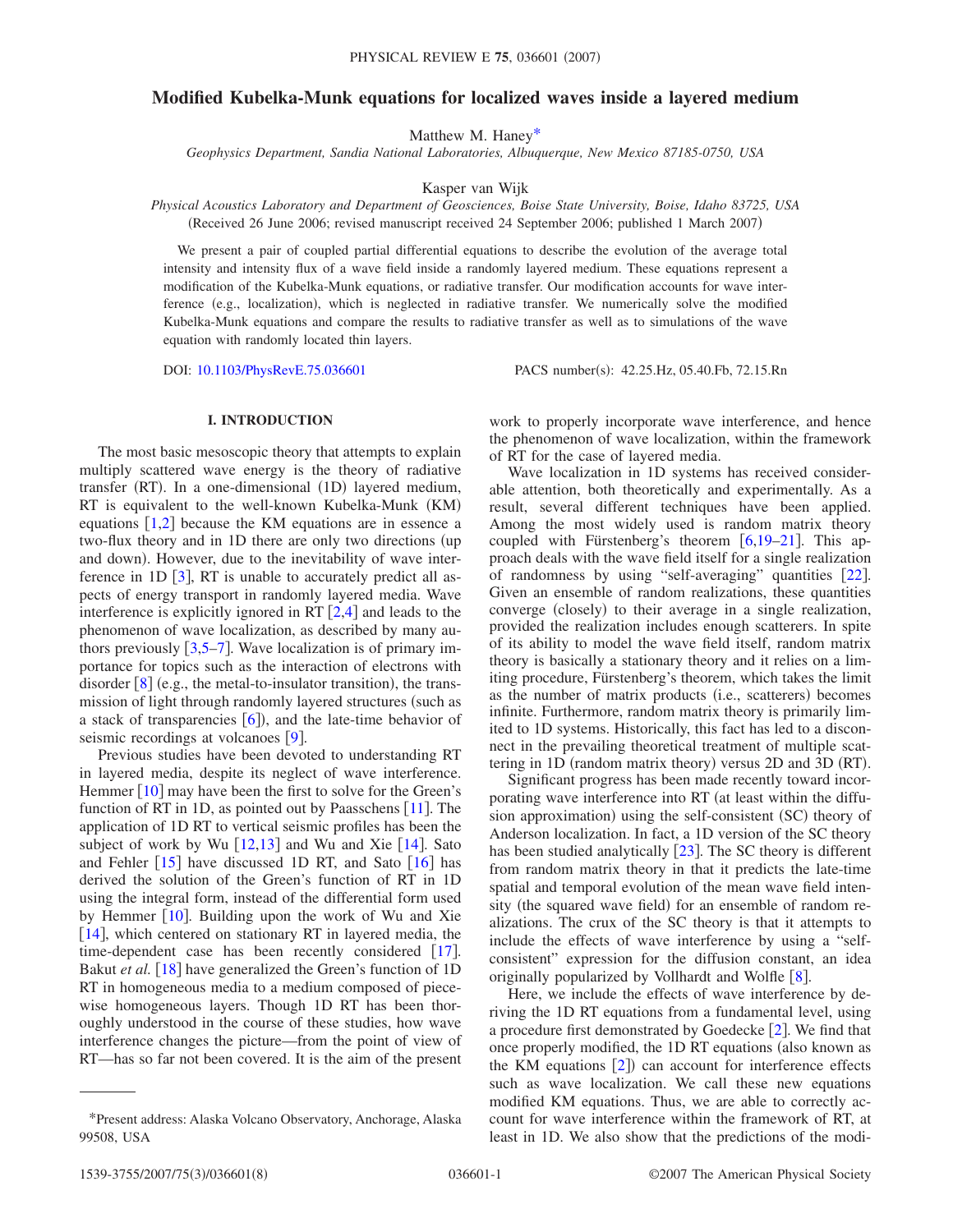# Modified Kubelka-Munk equations for localized waves inside a layered medium

Matthew M. Haney[*]

*Geophysics Department, Sandia National Laboratories, Albuquerque, New Mexico 87185-0750, USA*

Kasper van Wijk

*Physical Acoustics Laboratory and Department of Geosciences, Boise State University, Boise, Idaho 83725, USA*

(Received 26 June 2006; revised manuscript received 24 September 2006; published 1 March 2007)

We present a pair of coupled partial differential equations to describe the evolution of the average total intensity and intensity flux of a wave field inside a randomly layered medium. These equations represent a modification of the Kubelka-Munk equations, or radiative transfer. Our modification accounts for wave interference (e.g., localization), which is neglected in radiative transfer. We numerically solve the modified Kubelka-Munk equations and compare the results to radiative transfer as well as to simulations of the wave equation with randomly located thin layers.

DOI: 10.1103/PhysRevE.75.036601 PACS number(s): 42.25.Hz, 05.40.Fb, 72.15.Rn

## I. INTRODUCTION

The most basic mesoscopic theory that attempts to explain multiply scattered wave energy is the theory of radiative transfer (RT). In a one-dimensional (1D) layered medium, RT is equivalent to the well-known Kubelka-Munk (KM) equations [1,2] because the KM equations are in essence a two-flux theory and in 1D there are only two directions (up and down). However, due to the inevitability of wave interference in 1D [3], RT is unable to accurately predict all aspects of energy transport in randomly layered media. Wave interference is explicitly ignored in RT [2,4] and leads to the phenomenon of wave localization, as described by many authors previously [3,5–7]. Wave localization is of primary importance for topics such as the interaction of electrons with disorder [8] (e.g., the metal-to-insulator transition), the transmission of light through randomly layered structures (such as a stack of transparencies [6]), and the late-time behavior of seismic recordings at volcanoes [9].

Previous studies have been devoted to understanding RT in layered media, despite its neglect of wave interference. Hemmer [10] may have been the first to solve for the Green's function of RT in 1D, as pointed out by Paasschens [11]. The application of 1D RT to vertical seismic profiles has been the subject of work by Wu [12,13] and Wu and Xie [14]. Sato and Fehler [15] have discussed 1D RT, and Sato [16] has derived the solution of the Green's function of RT in 1D using the integral form, instead of the differential form used by Hemmer [10]. Building upon the work of Wu and Xie [14], which centered on stationary RT in layered media, the time-dependent case has been recently considered [17]. Bakut *et al.* [18] have generalized the Green's function of 1D RT in homogeneous media to a medium composed of piecewise homogeneous layers. Though 1D RT has been thoroughly understood in the course of these studies, how wave interference changes the picture—from the point of view of RT—has so far not been covered. It is the aim of the present work to properly incorporate wave interference, and hence the phenomenon of wave localization, within the framework of RT for the case of layered media.

Wave localization in 1D systems has received considerable attention, both theoretically and experimentally. As a result, several different techniques have been applied. Among the most widely used is random matrix theory coupled with Fürstenberg's theorem [6,19–21]. This approach deals with the wave field itself for a single realization of randomness by using "self-averaging" quantities [22]. Given an ensemble of random realizations, these quantities converge (closely) to their average in a single realization, provided the realization includes enough scatterers. In spite of its ability to model the wave field itself, random matrix theory is basically a stationary theory and it relies on a limiting procedure, Fürstenberg's theorem, which takes the limit as the number of matrix products (i.e., scatterers) becomes infinite. Furthermore, random matrix theory is primarily limited to 1D systems. Historically, this fact has led to a disconnect in the prevailing theoretical treatment of multiple scattering in 1D (random matrix theory) versus 2D and 3D (RT).

Significant progress has been made recently toward incorporating wave interference into RT (at least within the diffusion approximation) using the self-consistent (SC) theory of Anderson localization. In fact, a 1D version of the SC theory has been studied analytically [23]. The SC theory is different from random matrix theory in that it predicts the late-time spatial and temporal evolution of the mean wave field intensity (the squared wave field) for an ensemble of random realizations. The crux of the SC theory is that it attempts to include the effects of wave interference by using a "self-consistent" expression for the diffusion constant, an idea originally popularized by Vollhardt and Wolfle [8].

Here, we include the effects of wave interference by deriving the 1D RT equations from a fundamental level, using a procedure first demonstrated by Goedecke [2]. We find that once properly modified, the 1D RT equations (also known as the KM equations [2]) can account for interference effects such as wave localization. We call these new equations modified KM equations. Thus, we are able to correctly account for wave interference within the framework of RT, at least in 1D. We also show that the predictions of the modi-

---

[*]Present address: Alaska Volcano Observatory, Anchorage, Alaska 99508, USA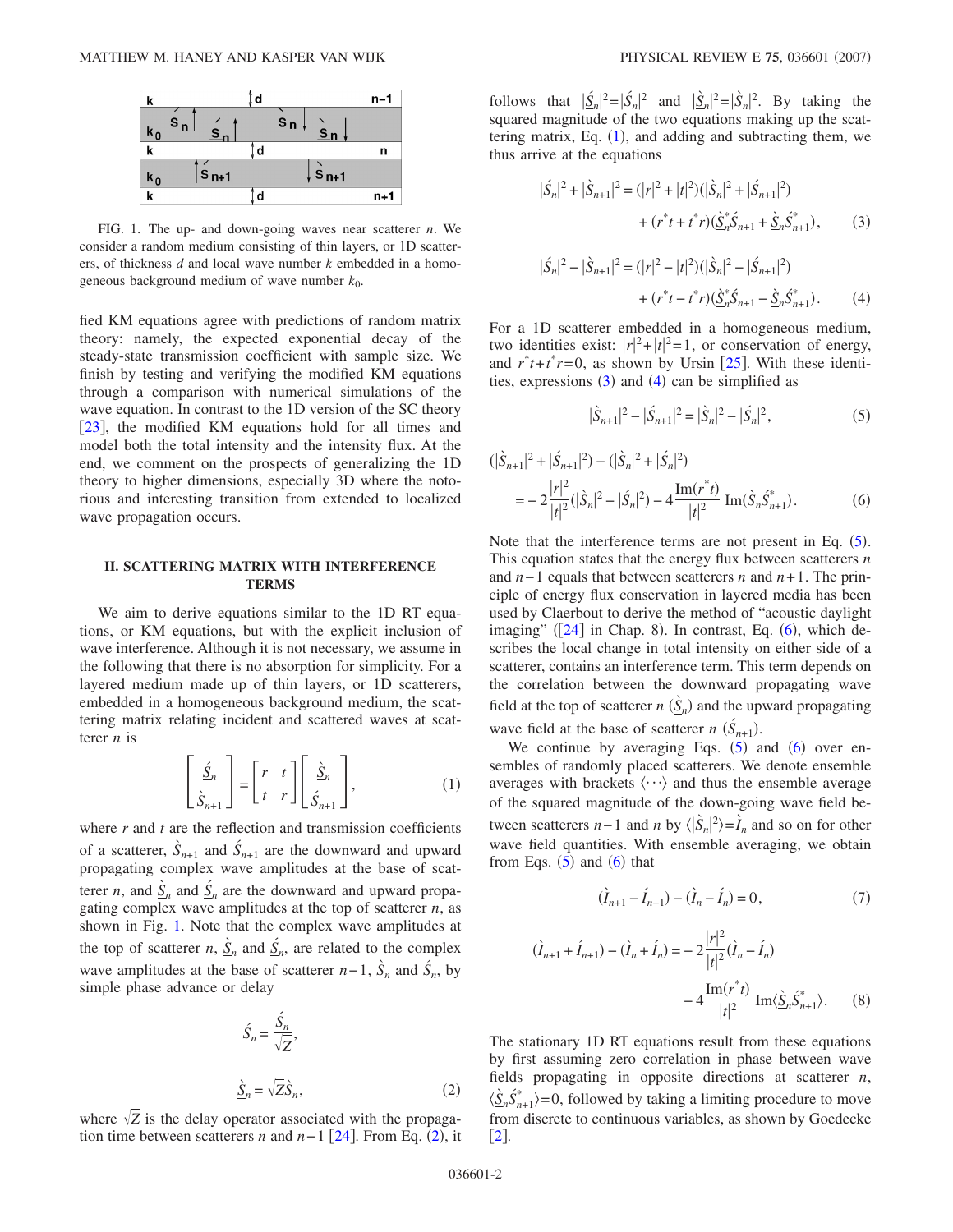FIG. 1. The up- and down-going waves near scatterer $n$. We consider a random medium consisting of thin layers, or 1D scatterers, of thickness $d$ and local wave number $k$ embedded in a homogeneous background medium of wave number $k_0$.

fied KM equations agree with predictions of random matrix theory: namely, the expected exponential decay of the steady-state transmission coefficient with sample size. We finish by testing and verifying the modified KM equations through a comparison with numerical simulations of the wave equation. In contrast to the 1D version of the SC theory [23], the modified KM equations hold for all times and model both the total intensity and the intensity flux. At the end, we comment on the prospects of generalizing the 1D theory to higher dimensions, especially 3D where the notorious and interesting transition from extended to localized wave propagation occurs.

## II. SCATTERING MATRIX WITH INTERFERENCE TERMS

We aim to derive equations similar to the 1D RT equations, or KM equations, but with the explicit inclusion of wave interference. Although it is not necessary, we assume in the following that there is no absorption for simplicity. For a layered medium made up of thin layers, or 1D scatterers, embedded in a homogeneous background medium, the scattering matrix relating incident and scattered waves at scatterer $n$ is

$$\begin{bmatrix} \underline{\acute{S}}_n \\ \grave{S}_{n+1} \end{bmatrix} = \begin{bmatrix} r & t \\ t & r \end{bmatrix} \begin{bmatrix} \underline{\grave{S}}_n \\ \acute{S}_{n+1} \end{bmatrix}, \tag{1}$$

where $r$ and $t$ are the reflection and transmission coefficients of a scatterer, $\grave{S}_{n+1}$ and $\acute{S}_{n+1}$ are the downward and upward propagating complex wave amplitudes at the base of scatterer $n$, and $\underline{\grave{S}}_n$ and $\underline{\acute{S}}_n$ are the downward and upward propagating complex wave amplitudes at the top of scatterer $n$, as shown in Fig. 1. Note that the complex wave amplitudes at the top of scatterer $n$, $\underline{\grave{S}}_n$ and $\underline{\acute{S}}_n$, are related to the complex wave amplitudes at the base of scatterer $n-1$, $\grave{S}_n$ and $\acute{S}_n$, by simple phase advance or delay

$$\underline{\acute{S}}_n = \frac{\acute{S}_n}{\sqrt{Z}},$$

$$\underline{\grave{S}}_n = \sqrt{Z}\grave{S}_n, \tag{2}$$

where $\sqrt{Z}$ is the delay operator associated with the propagation time between scatterers $n$ and $n-1$ [24]. From Eq. (2), it follows that $|\underline{\acute{S}}_n|^2 = |\acute{S}_n|^2$ and $|\underline{\grave{S}}_n|^2 = |\grave{S}_n|^2$. By taking the squared magnitude of the two equations making up the scattering matrix, Eq. (1), and adding and subtracting them, we thus arrive at the equations

$$|\acute{S}_n|^2 + |\grave{S}_{n+1}|^2 = (|r|^2 + |t|^2)(|\grave{S}_n|^2 + |\acute{S}_{n+1}|^2) + (r^*t + t^*r)(\underline{\grave{S}}_n^* \acute{S}_{n+1} + \underline{\grave{S}}_n \acute{S}_{n+1}^*), \tag{3}$$

$$|\acute{S}_n|^2 - |\grave{S}_{n+1}|^2 = (|r|^2 - |t|^2)(|\grave{S}_n|^2 - |\acute{S}_{n+1}|^2) + (r^*t - t^*r)(\underline{\grave{S}}_n^* \acute{S}_{n+1} - \underline{\grave{S}}_n \acute{S}_{n+1}^*). \tag{4}$$

For a 1D scatterer embedded in a homogeneous medium, two identities exist: $|r|^2 + |t|^2 = 1$, or conservation of energy, and $r^*t + t^*r = 0$, as shown by Ursin [25]. With these identities, expressions (3) and (4) can be simplified as

$$|\grave{S}_{n+1}|^2 - |\acute{S}_{n+1}|^2 = |\grave{S}_n|^2 - |\acute{S}_n|^2, \tag{5}$$

$$(|\grave{S}_{n+1}|^2 + |\acute{S}_{n+1}|^2) - (|\grave{S}_n|^2 + |\acute{S}_n|^2) = -2\frac{|r|^2}{|t|^2}(|\grave{S}_n|^2 - |\acute{S}_n|^2) - 4\frac{\mathrm{Im}(r^*t)}{|t|^2}\,\mathrm{Im}(\underline{\grave{S}}_n \acute{S}_{n+1}^*). \tag{6}$$

Note that the interference terms are not present in Eq. (5). This equation states that the energy flux between scatterers $n$ and $n-1$ equals that between scatterers $n$ and $n+1$. The principle of energy flux conservation in layered media has been used by Claerbout to derive the method of "acoustic daylight imaging" ([24] in Chap. 8). In contrast, Eq. (6), which describes the local change in total intensity on either side of a scatterer, contains an interference term. This term depends on the correlation between the downward propagating wave field at the top of scatterer $n$ ($\underline{\grave{S}}_n$) and the upward propagating wave field at the base of scatterer $n$ ($\acute{S}_{n+1}$).

We continue by averaging Eqs. (5) and (6) over ensembles of randomly placed scatterers. We denote ensemble averages with brackets $\langle \cdots \rangle$ and thus the ensemble average of the squared magnitude of the down-going wave field between scatterers $n-1$ and $n$ by $\langle |\grave{S}_n|^2 \rangle = \grave{I}_n$ and so on for other wave field quantities. With ensemble averaging, we obtain from Eqs. (5) and (6) that

$$(\grave{I}_{n+1} - \acute{I}_{n+1}) - (\grave{I}_n - \acute{I}_n) = 0, \tag{7}$$

$$(\grave{I}_{n+1} + \acute{I}_{n+1}) - (\grave{I}_n + \acute{I}_n) = -2\frac{|r|^2}{|t|^2}(\grave{I}_n - \acute{I}_n) - 4\frac{\mathrm{Im}(r^*t)}{|t|^2}\,\mathrm{Im}\langle \underline{\grave{S}}_n \acute{S}_{n+1}^* \rangle. \tag{8}$$

The stationary 1D RT equations result from these equations by first assuming zero correlation in phase between wave fields propagating in opposite directions at scatterer $n$, $\langle \underline{\grave{S}}_n \acute{S}_{n+1}^* \rangle = 0$, followed by taking a limiting procedure to move from discrete to continuous variables, as shown by Goedecke [2].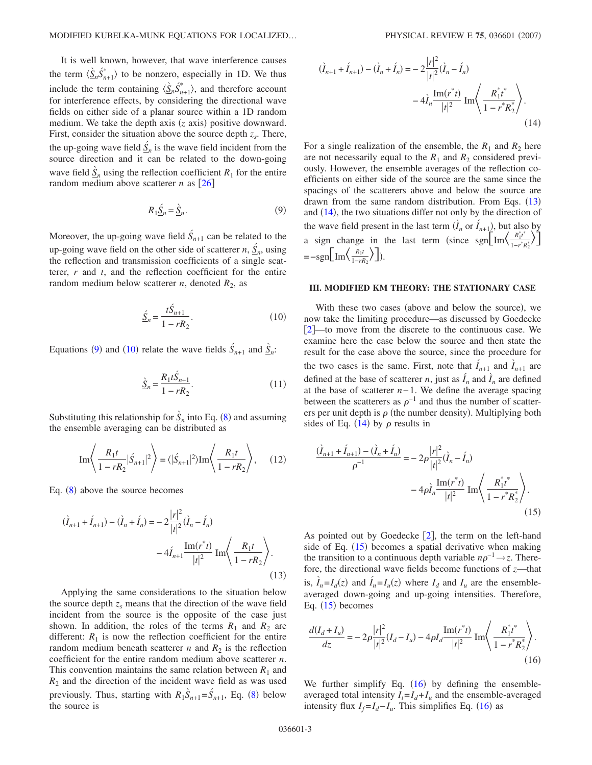It is well known, however, that wave interference causes the term $\langle \grave{S}_n \acute{S}^*_{n+1} \rangle$ to be nonzero, especially in 1D. We thus include the term containing $\langle \grave{S}_n \acute{S}^*_{n+1} \rangle$, and therefore account for interference effects, by considering the directional wave fields on either side of a planar source within a 1D random medium. We take the depth axis ($z$ axis) positive downward. First, consider the situation above the source depth $z_s$. There, the up-going wave field $\underline{\acute{S}}_n$ is the wave field incident from the source direction and it can be related to the down-going wave field $\underline{\grave{S}}_n$ using the reflection coefficient $R_1$ for the entire random medium above scatterer $n$ as [26]

$$R_1 \underline{\acute{S}}_n = \underline{\grave{S}}_n. \tag{9}$$

Moreover, the up-going wave field $\acute{S}_{n+1}$ can be related to the up-going wave field on the other side of scatterer $n$, $\underline{\acute{S}}_n$, using the reflection and transmission coefficients of a single scatterer, $r$ and $t$, and the reflection coefficient for the entire random medium below scatterer $n$, denoted $R_2$, as

$$\underline{\acute{S}}_n = \frac{t \acute{S}_{n+1}}{1 - rR_2}. \tag{10}$$

Equations (9) and (10) relate the wave fields $\acute{S}_{n+1}$ and $\underline{\grave{S}}_n$:

$$\underline{\grave{S}}_n = \frac{R_1 t \acute{S}_{n+1}}{1 - rR_2}. \tag{11}$$

Substituting this relationship for $\underline{\grave{S}}_n$ into Eq. (8) and assuming the ensemble averaging can be distributed as

$$\mathrm{Im}\left\langle \frac{R_1 t}{1 - rR_2} |\acute{S}_{n+1}|^2 \right\rangle = \langle |\acute{S}_{n+1}|^2 \rangle \mathrm{Im}\left\langle \frac{R_1 t}{1 - rR_2} \right\rangle, \tag{12}$$

Eq. (8) above the source becomes

$$(\grave{I}_{n+1} + \acute{I}_{n+1}) - (\grave{I}_n + \acute{I}_n) = -2\frac{|r|^2}{|t|^2}(\grave{I}_n - \acute{I}_n) - 4\acute{I}_{n+1}\frac{\mathrm{Im}(r^* t)}{|t|^2}\mathrm{Im}\left\langle \frac{R_1 t}{1 - rR_2} \right\rangle. \tag{13}$$

Applying the same considerations to the situation below the source depth $z_s$ means that the direction of the wave field incident from the source is the opposite of the case just shown. In addition, the roles of the terms $R_1$ and $R_2$ are different: $R_1$ is now the reflection coefficient for the entire random medium beneath scatterer $n$ and $R_2$ is the reflection coefficient for the entire random medium above scatterer $n$. This convention maintains the same relation between $R_1$ and $R_2$ and the direction of the incident wave field as was used previously. Thus, starting with $R_1 \grave{S}_{n+1} = \acute{S}_{n+1}$, Eq. (8) below the source is

$$(\grave{I}_{n+1} + \acute{I}_{n+1}) - (\grave{I}_n + \acute{I}_n) = -2\frac{|r|^2}{|t|^2}(\grave{I}_n - \acute{I}_n) - 4\grave{I}_n\frac{\mathrm{Im}(r^* t)}{|t|^2}\mathrm{Im}\left\langle \frac{R_1^* t^*}{1 - r^* R_2^*} \right\rangle. \tag{14}$$

For a single realization of the ensemble, the $R_1$ and $R_2$ here are not necessarily equal to the $R_1$ and $R_2$ considered previously. However, the ensemble averages of the reflection coefficients on either side of the source are the same since the spacings of the scatterers above and below the source are drawn from the same random distribution. From Eqs. (13) and (14), the two situations differ not only by the direction of the wave field present in the last term ($\grave{I}_n$ or $\acute{I}_{n+1}$), but also by a sign change in the last term (since $\mathrm{sgn}\left[\mathrm{Im}\left\langle \frac{R_1^* t^*}{1 - r^* R_2^*} \right\rangle\right] = -\mathrm{sgn}\left[\mathrm{Im}\left\langle \frac{R_1 t}{1 - rR_2} \right\rangle\right]$).

### III. MODIFIED KM THEORY: THE STATIONARY CASE

With these two cases (above and below the source), we now take the limiting procedure—as discussed by Goedecke [2]—to move from the discrete to the continuous case. We examine here the case below the source and then state the result for the case above the source, since the procedure for the two cases is the same. First, note that $\acute{I}_{n+1}$ and $\grave{I}_{n+1}$ are defined at the base of scatterer $n$, just as $\acute{I}_n$ and $\grave{I}_n$ are defined at the base of scatterer $n-1$. We define the average spacing between the scatterers as $\rho^{-1}$ and thus the number of scatterers per unit depth is $\rho$ (the number density). Multiplying both sides of Eq. (14) by $\rho$ results in

$$\frac{(\grave{I}_{n+1} + \acute{I}_{n+1}) - (\grave{I}_n + \acute{I}_n)}{\rho^{-1}} = -2\rho\frac{|r|^2}{|t|^2}(\grave{I}_n - \acute{I}_n) - 4\rho\grave{I}_n\frac{\mathrm{Im}(r^* t)}{|t|^2}\mathrm{Im}\left\langle \frac{R_1^* t^*}{1 - r^* R_2^*} \right\rangle. \tag{15}$$

As pointed out by Goedecke [2], the term on the left-hand side of Eq. (15) becomes a spatial derivative when making the transition to a continuous depth variable $n\rho^{-1} \to z$. Therefore, the directional wave fields become functions of $z$—that is, $\grave{I}_n = I_d(z)$ and $\acute{I}_n = I_u(z)$ where $I_d$ and $I_u$ are the ensemble-averaged down-going and up-going intensities. Therefore, Eq. (15) becomes

$$\frac{d(I_d + I_u)}{dz} = -2\rho\frac{|r|^2}{|t|^2}(I_d - I_u) - 4\rho I_d\frac{\mathrm{Im}(r^* t)}{|t|^2}\mathrm{Im}\left\langle \frac{R_1^* t^*}{1 - r^* R_2^*} \right\rangle. \tag{16}$$

We further simplify Eq. (16) by defining the ensemble-averaged total intensity $I_t = I_d + I_u$ and the ensemble-averaged intensity flux $I_f = I_d - I_u$. This simplifies Eq. (16) as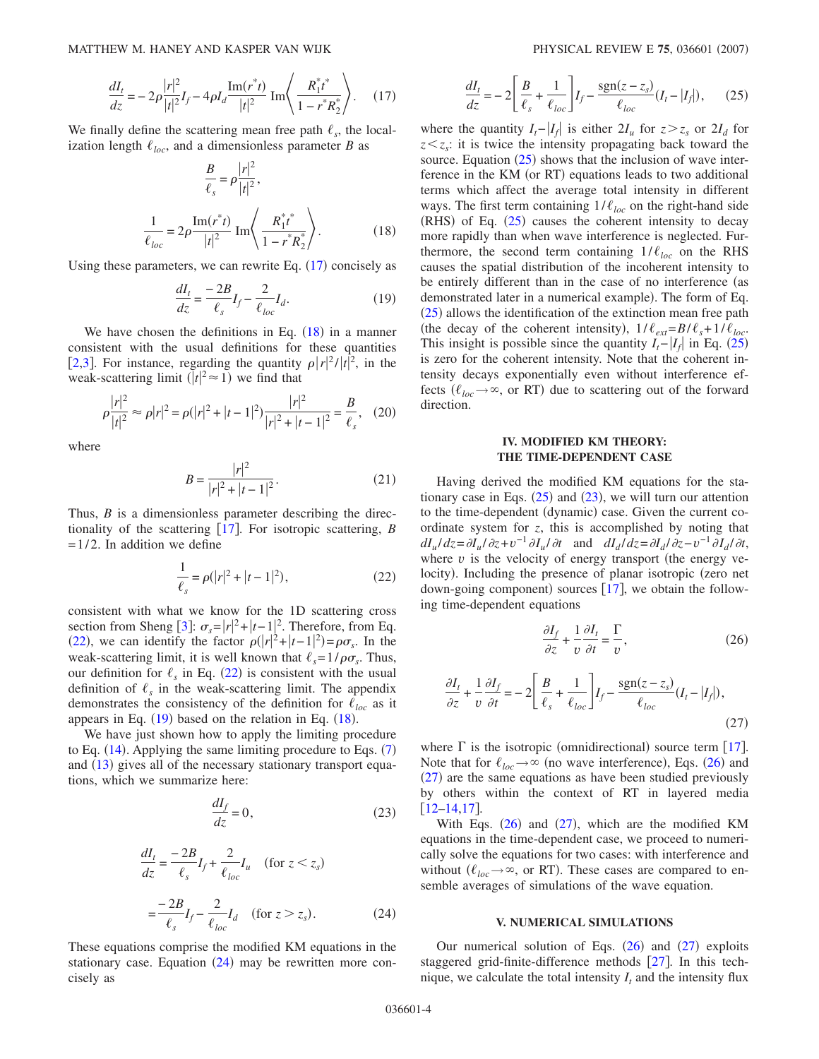$$\frac{dI_t}{dz} = -2\rho \frac{|r|^2}{|t|^2} I_f - 4\rho I_d \frac{\text{Im}(r^* t)}{|t|^2} \text{ Im}\left\langle \frac{R_1^* t^*}{1 - r^* R_2^*} \right\rangle. \quad (17)$$

We finally define the scattering mean free path $\ell_s$, the localization length $\ell_{loc}$, and a dimensionless parameter $B$ as

$$\frac{B}{\ell_s} = \rho \frac{|r|^2}{|t|^2},$$

$$\frac{1}{\ell_{loc}} = 2\rho \frac{\text{Im}(r^* t)}{|t|^2} \text{ Im}\left\langle \frac{R_1^* t^*}{1 - r^* R_2^*} \right\rangle. \quad (18)$$

Using these parameters, we can rewrite Eq. (17) concisely as

$$\frac{dI_t}{dz} = \frac{-2B}{\ell_s} I_f - \frac{2}{\ell_{loc}} I_d. \quad (19)$$

We have chosen the definitions in Eq. (18) in a manner consistent with the usual definitions for these quantities [2,3]. For instance, regarding the quantity $\rho |r|^2/|t|^2$, in the weak-scattering limit ($|t|^2 \approx 1$) we find that

$$\rho \frac{|r|^2}{|t|^2} \approx \rho |r|^2 = \rho(|r|^2 + |t-1|^2) \frac{|r|^2}{|r|^2 + |t-1|^2} = \frac{B}{\ell_s}, \quad (20)$$

where

$$B = \frac{|r|^2}{|r|^2 + |t-1|^2}. \quad (21)$$

Thus, $B$ is a dimensionless parameter describing the directionality of the scattering [17]. For isotropic scattering, $B = 1/2$. In addition we define

$$\frac{1}{\ell_s} = \rho(|r|^2 + |t-1|^2), \quad (22)$$

consistent with what we know for the 1D scattering cross section from Sheng [3]: $\sigma_s = |r|^2 + |t-1|^2$. Therefore, from Eq. (22), we can identify the factor $\rho(|r|^2 + |t-1|^2) = \rho\sigma_s$. In the weak-scattering limit, it is well known that $\ell_s = 1/\rho\sigma_s$. Thus, our definition for $\ell_s$ in Eq. (22) is consistent with the usual definition of $\ell_s$ in the weak-scattering limit. The appendix demonstrates the consistency of the definition for $\ell_{loc}$ as it appears in Eq. (19) based on the relation in Eq. (18).

We have just shown how to apply the limiting procedure to Eq. (14). Applying the same limiting procedure to Eqs. (7) and (13) gives all of the necessary stationary transport equations, which we summarize here:

$$\frac{dI_f}{dz} = 0, \quad (23)$$

$$\frac{dI_t}{dz} = \frac{-2B}{\ell_s} I_f + \frac{2}{\ell_{loc}} I_u \quad (\text{for } z < z_s)$$

$$= \frac{-2B}{\ell_s} I_f - \frac{2}{\ell_{loc}} I_d \quad (\text{for } z > z_s). \quad (24)$$

These equations comprise the modified KM equations in the stationary case. Equation (24) may be rewritten more concisely as

$$\frac{dI_t}{dz} = -2\left[\frac{B}{\ell_s} + \frac{1}{\ell_{loc}}\right] I_f - \frac{\text{sgn}(z - z_s)}{\ell_{loc}} (I_t - |I_f|), \quad (25)$$

where the quantity $I_t - |I_f|$ is either $2I_u$ for $z > z_s$ or $2I_d$ for $z < z_s$: it is twice the intensity propagating back toward the source. Equation (25) shows that the inclusion of wave interference in the KM (or RT) equations leads to two additional terms which affect the average total intensity in different ways. The first term containing $1/\ell_{loc}$ on the right-hand side (RHS) of Eq. (25) causes the coherent intensity to decay more rapidly than when wave interference is neglected. Furthermore, the second term containing $1/\ell_{loc}$ on the RHS causes the spatial distribution of the incoherent intensity to be entirely different than in the case of no interference (as demonstrated later in a numerical example). The form of Eq. (25) allows the identification of the extinction mean free path (the decay of the coherent intensity), $1/\ell_{ext} = B/\ell_s + 1/\ell_{loc}$. This insight is possible since the quantity $I_t - |I_f|$ in Eq. (25) is zero for the coherent intensity. Note that the coherent intensity decays exponentially even without interference effects ($\ell_{loc} \to \infty$, or RT) due to scattering out of the forward direction.

## IV. MODIFIED KM THEORY: THE TIME-DEPENDENT CASE

Having derived the modified KM equations for the stationary case in Eqs. (25) and (23), we will turn our attention to the time-dependent (dynamic) case. Given the current coordinate system for $z$, this is accomplished by noting that $dI_u/dz = \partial I_u/\partial z + v^{-1} \partial I_u/\partial t$ and $dI_d/dz = \partial I_d/\partial z - v^{-1} \partial I_d/\partial t$, where $v$ is the velocity of energy transport (the energy velocity). Including the presence of planar isotropic (zero net down-going component) sources [17], we obtain the following time-dependent equations

$$\frac{\partial I_f}{\partial z} + \frac{1}{v} \frac{\partial I_t}{\partial t} = \frac{\Gamma}{v}, \quad (26)$$

$$\frac{\partial I_t}{\partial z} + \frac{1}{v} \frac{\partial I_f}{\partial t} = -2\left[\frac{B}{\ell_s} + \frac{1}{\ell_{loc}}\right] I_f - \frac{\text{sgn}(z - z_s)}{\ell_{loc}} (I_t - |I_f|), \quad (27)$$

where $\Gamma$ is the isotropic (omnidirectional) source term [17]. Note that for $\ell_{loc} \to \infty$ (no wave interference), Eqs. (26) and (27) are the same equations as have been studied previously by others within the context of RT in layered media [12–14,17].

With Eqs. (26) and (27), which are the modified KM equations in the time-dependent case, we proceed to numerically solve the equations for two cases: with interference and without ($\ell_{loc} \to \infty$, or RT). These cases are compared to ensemble averages of simulations of the wave equation.

## V. NUMERICAL SIMULATIONS

Our numerical solution of Eqs. (26) and (27) exploits staggered grid-finite-difference methods [27]. In this technique, we calculate the total intensity $I_t$ and the intensity flux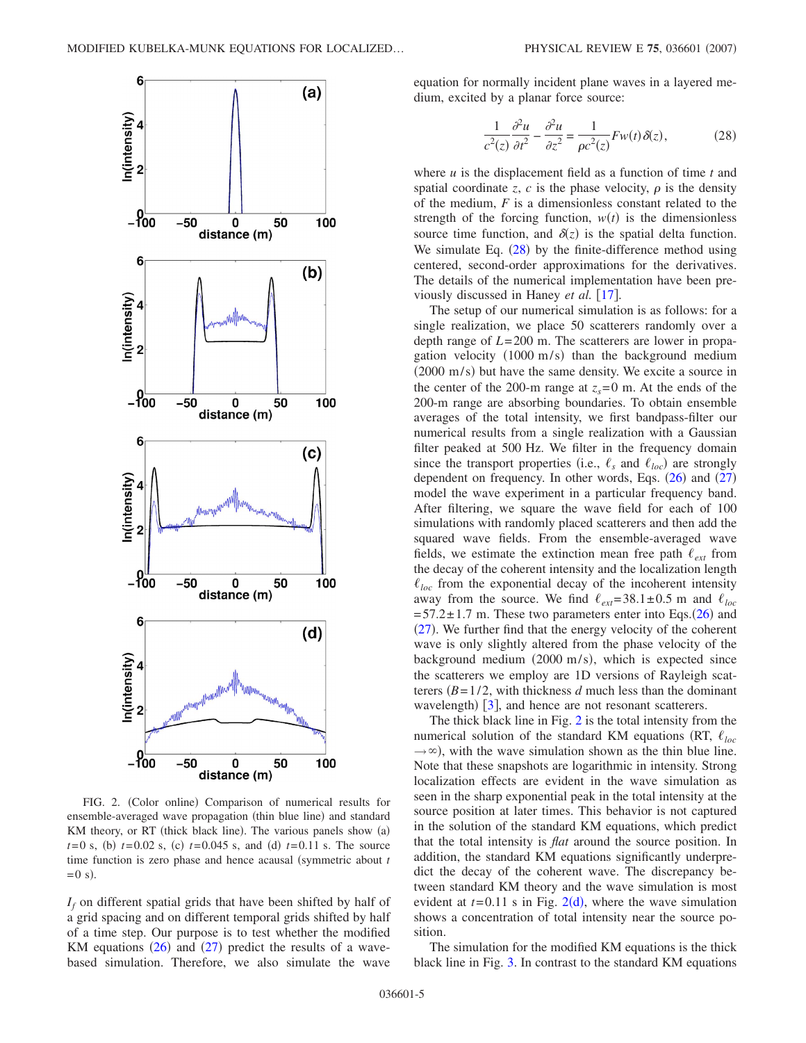FIG. 2. (Color online) Comparison of numerical results for ensemble-averaged wave propagation (thin blue line) and standard KM theory, or RT (thick black line). The various panels show (a) $t=0$ s, (b) $t=0.02$ s, (c) $t=0.045$ s, and (d) $t=0.11$ s. The source time function is zero phase and hence acausal (symmetric about $t=0$ s).

$I_f$ on different spatial grids that have been shifted by half of a grid spacing and on different temporal grids shifted by half of a time step. Our purpose is to test whether the modified KM equations (26) and (27) predict the results of a wave-based simulation. Therefore, we also simulate the wave equation for normally incident plane waves in a layered medium, excited by a planar force source:

$$\frac{1}{c^2(z)}\frac{\partial^2 u}{\partial t^2} - \frac{\partial^2 u}{\partial z^2} = \frac{1}{\rho c^2(z)} F w(t)\delta(z), \tag{28}$$

where $u$ is the displacement field as a function of time $t$ and spatial coordinate $z$, $c$ is the phase velocity, $\rho$ is the density of the medium, $F$ is a dimensionless constant related to the strength of the forcing function, $w(t)$ is the dimensionless source time function, and $\delta(z)$ is the spatial delta function. We simulate Eq. (28) by the finite-difference method using centered, second-order approximations for the derivatives. The details of the numerical implementation have been previously discussed in Haney *et al.* [17].

The setup of our numerical simulation is as follows: for a single realization, we place 50 scatterers randomly over a depth range of $L=200$ m. The scatterers are lower in propagation velocity (1000 m/s) than the background medium (2000 m/s) but have the same density. We excite a source in the center of the 200-m range at $z_s=0$ m. At the ends of the 200-m range are absorbing boundaries. To obtain ensemble averages of the total intensity, we first bandpass-filter our numerical results from a single realization with a Gaussian filter peaked at 500 Hz. We filter in the frequency domain since the transport properties (i.e., $\ell_s$ and $\ell_{loc}$) are strongly dependent on frequency. In other words, Eqs. (26) and (27) model the wave experiment in a particular frequency band. After filtering, we square the wave field for each of 100 simulations with randomly placed scatterers and then add the squared wave fields. From the ensemble-averaged wave fields, we estimate the extinction mean free path $\ell_{ext}$ from the decay of the coherent intensity and the localization length $\ell_{loc}$ from the exponential decay of the incoherent intensity away from the source. We find $\ell_{ext}=38.1\pm0.5$ m and $\ell_{loc}=57.2\pm1.7$ m. These two parameters enter into Eqs. (26) and (27). We further find that the energy velocity of the coherent wave is only slightly altered from the phase velocity of the background medium (2000 m/s), which is expected since the scatterers we employ are 1D versions of Rayleigh scatterers ($B=1/2$, with thickness $d$ much less than the dominant wavelength) [3], and hence are not resonant scatterers.

The thick black line in Fig. 2 is the total intensity from the numerical solution of the standard KM equations (RT, $\ell_{loc}\to\infty$), with the wave simulation shown as the thin blue line. Note that these snapshots are logarithmic in intensity. Strong localization effects are evident in the wave simulation as seen in the sharp exponential peak in the total intensity at the source position at later times. This behavior is not captured in the solution of the standard KM equations, which predict that the total intensity is *flat* around the source position. In addition, the standard KM equations significantly underpredict the decay of the coherent wave. The discrepancy between standard KM theory and the wave simulation is most evident at $t=0.11$ s in Fig. 2(d), where the wave simulation shows a concentration of total intensity near the source position.

The simulation for the modified KM equations is the thick black line in Fig. 3. In contrast to the standard KM equations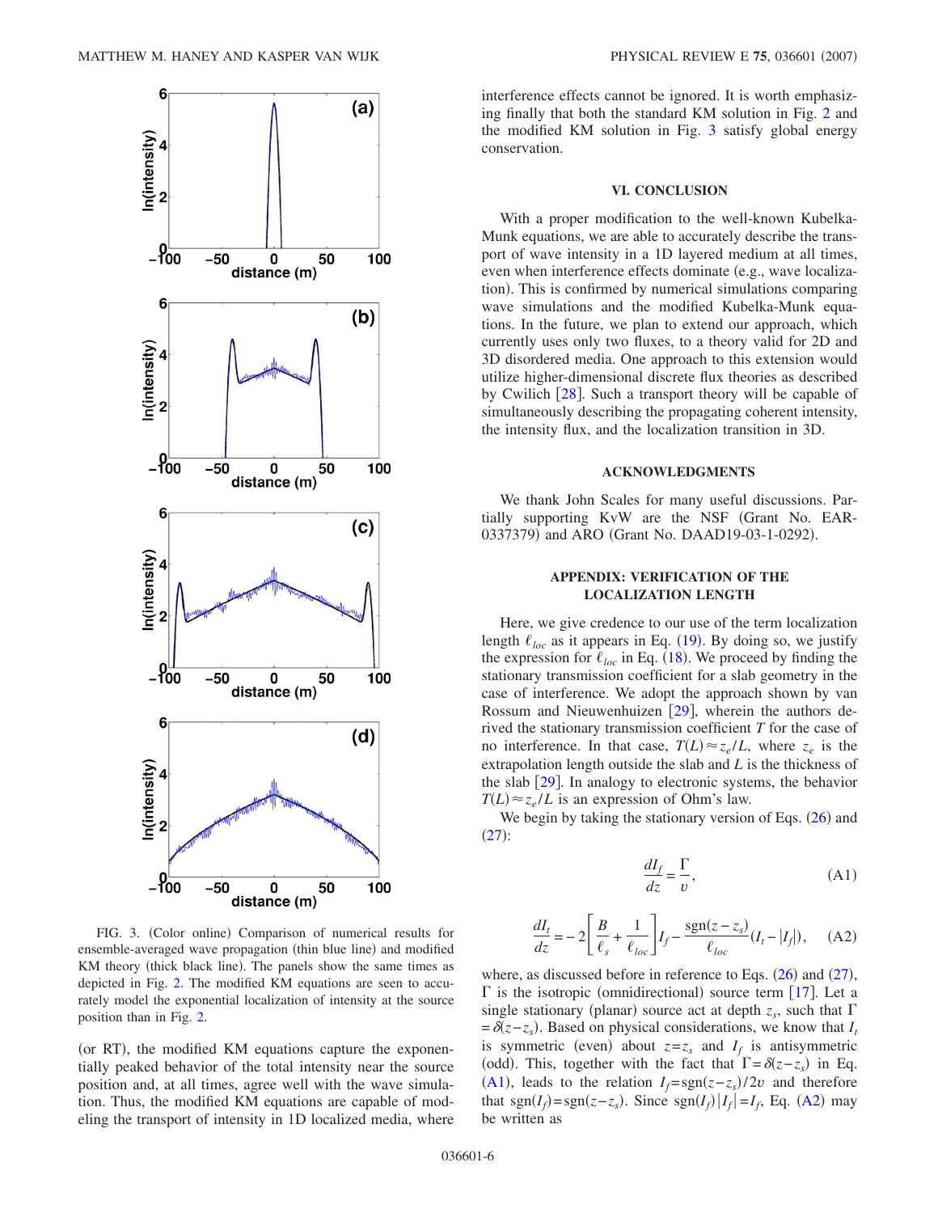FIG. 3. (Color online) Comparison of numerical results for ensemble-averaged wave propagation (thin blue line) and modified KM theory (thick black line). The panels show the same times as depicted in Fig. 2. The modified KM equations are seen to accurately model the exponential localization of intensity at the source position than in Fig. 2.

(or RT), the modified KM equations capture the exponentially peaked behavior of the total intensity near the source position and, at all times, agree well with the wave simulation. Thus, the modified KM equations are capable of modeling the transport of intensity in 1D localized media, where interference effects cannot be ignored. It is worth emphasizing finally that both the standard KM solution in Fig. 2 and the modified KM solution in Fig. 3 satisfy global energy conservation.

## VI. CONCLUSION

With a proper modification to the well-known Kubelka-Munk equations, we are able to accurately describe the transport of wave intensity in a 1D layered medium at all times, even when interference effects dominate (e.g., wave localization). This is confirmed by numerical simulations comparing wave simulations and the modified Kubelka-Munk equations. In the future, we plan to extend our approach, which currently uses only two fluxes, to a theory valid for 2D and 3D disordered media. One approach to this extension would utilize higher-dimensional discrete flux theories as described by Cwilich [28]. Such a transport theory will be capable of simultaneously describing the propagating coherent intensity, the intensity flux, and the localization transition in 3D.

## ACKNOWLEDGMENTS

We thank John Scales for many useful discussions. Partially supporting KvW are the NSF (Grant No. EAR-0337379) and ARO (Grant No. DAAD19-03-1-0292).

## APPENDIX: VERIFICATION OF THE LOCALIZATION LENGTH

Here, we give credence to our use of the term localization length $\ell_{loc}$ as it appears in Eq. (19). By doing so, we justify the expression for $\ell_{loc}$ in Eq. (18). We proceed by finding the stationary transmission coefficient for a slab geometry in the case of interference. We adopt the approach shown by van Rossum and Nieuwenhuizen [29], wherein the authors derived the stationary transmission coefficient $T$ for the case of no interference. In that case, $T(L)\approx z_e/L$, where $z_e$ is the extrapolation length outside the slab and $L$ is the thickness of the slab [29]. In analogy to electronic systems, the behavior $T(L)\approx z_e/L$ is an expression of Ohm's law.

We begin by taking the stationary version of Eqs. (26) and (27):

$$\frac{dI_f}{dz} = \frac{\Gamma}{v}, \tag{A1}$$

$$\frac{dI_t}{dz} = -2\left[\frac{B}{\ell_s} + \frac{1}{\ell_{loc}}\right]I_f - \frac{\mathrm{sgn}(z-z_s)}{\ell_{loc}}(I_t - |I_f|), \tag{A2}$$

where, as discussed before in reference to Eqs. (26) and (27), $\Gamma$ is the isotropic (omnidirectional) source term [17]. Let a single stationary (planar) source act at depth $z_s$, such that $\Gamma = \delta(z-z_s)$. Based on physical considerations, we know that $I_t$ is symmetric (even) about $z=z_s$ and $I_f$ is antisymmetric (odd). This, together with the fact that $\Gamma=\delta(z-z_s)$ in Eq. (A1), leads to the relation $I_f = \mathrm{sgn}(z-z_s)/2v$ and therefore that $\mathrm{sgn}(I_f)=\mathrm{sgn}(z-z_s)$. Since $\mathrm{sgn}(I_f)|I_f| = I_f$, Eq. (A2) may be written as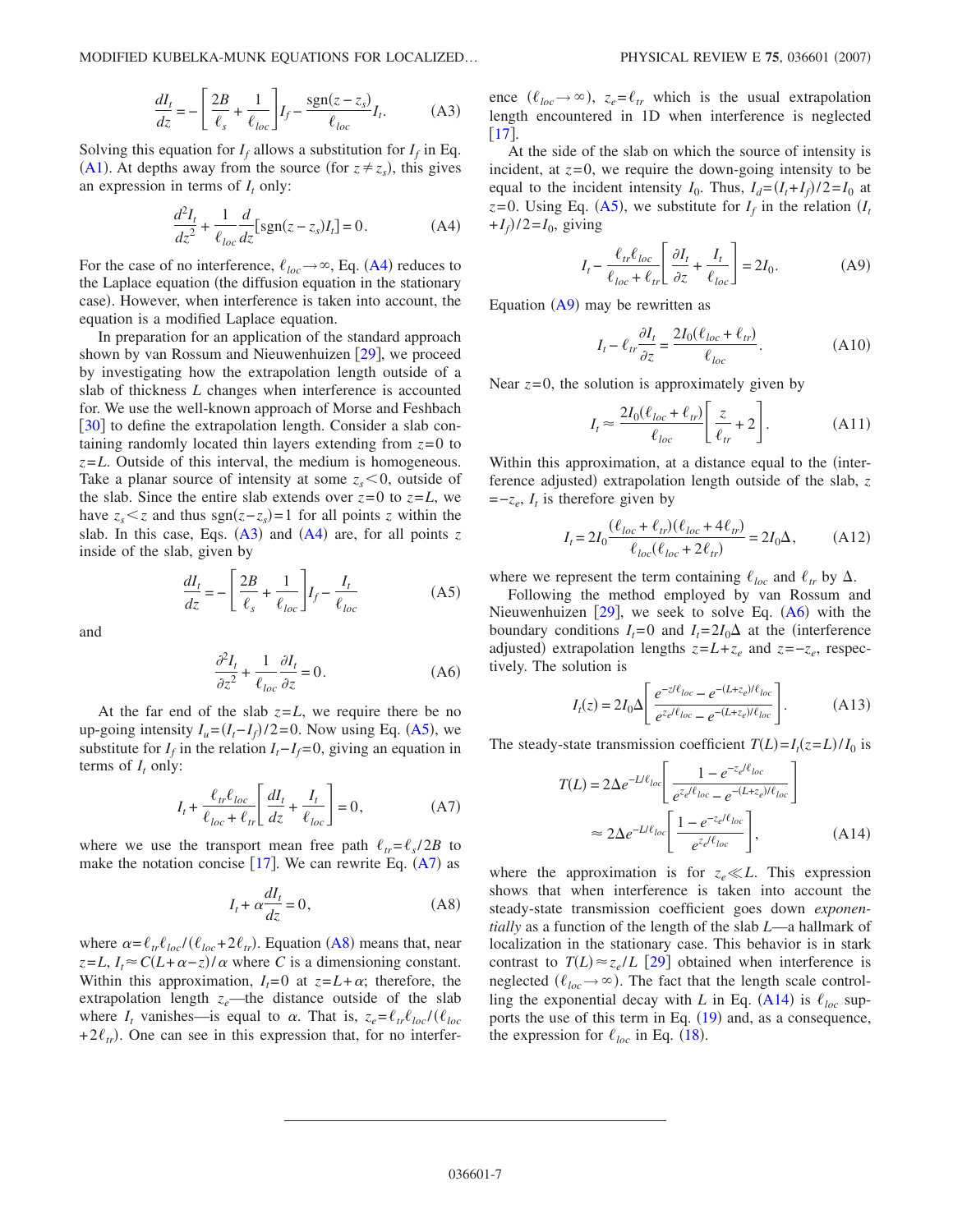$$\frac{dI_t}{dz} = -\left[\frac{2B}{\ell_s} + \frac{1}{\ell_{loc}}\right] I_f - \frac{\text{sgn}(z-z_s)}{\ell_{loc}} I_t. \tag{A3}$$

Solving this equation for $I_f$ allows a substitution for $I_f$ in Eq. (A1). At depths away from the source (for $z \neq z_s$), this gives an expression in terms of $I_t$ only:

$$\frac{d^2 I_t}{dz^2} + \frac{1}{\ell_{loc}} \frac{d}{dz}[\text{sgn}(z-z_s) I_t] = 0. \tag{A4}$$

For the case of no interference, $\ell_{loc} \to \infty$, Eq. (A4) reduces to the Laplace equation (the diffusion equation in the stationary case). However, when interference is taken into account, the equation is a modified Laplace equation.

In preparation for an application of the standard approach shown by van Rossum and Nieuwenhuizen [29], we proceed by investigating how the extrapolation length outside of a slab of thickness $L$ changes when interference is accounted for. We use the well-known approach of Morse and Feshbach [30] to define the extrapolation length. Consider a slab containing randomly located thin layers extending from $z=0$ to $z=L$. Outside of this interval, the medium is homogeneous. Take a planar source of intensity at some $z_s < 0$, outside of the slab. Since the entire slab extends over $z=0$ to $z=L$, we have $z_s < z$ and thus $\text{sgn}(z-z_s)=1$ for all points $z$ within the slab. In this case, Eqs. (A3) and (A4) are, for all points $z$ inside of the slab, given by

$$\frac{dI_t}{dz} = -\left[\frac{2B}{\ell_s} + \frac{1}{\ell_{loc}}\right] I_f - \frac{I_t}{\ell_{loc}} \tag{A5}$$

and

$$\frac{\partial^2 I_t}{\partial z^2} + \frac{1}{\ell_{loc}} \frac{\partial I_t}{\partial z} = 0. \tag{A6}$$

At the far end of the slab $z=L$, we require there be no up-going intensity $I_u = (I_t - I_f)/2 = 0$. Now using Eq. (A5), we substitute for $I_f$ in the relation $I_t - I_f = 0$, giving an equation in terms of $I_t$ only:

$$I_t + \frac{\ell_{tr}\ell_{loc}}{\ell_{loc}+\ell_{tr}}\left[\frac{dI_t}{dz} + \frac{I_t}{\ell_{loc}}\right] = 0, \tag{A7}$$

where we use the transport mean free path $\ell_{tr} = \ell_s / 2B$ to make the notation concise [17]. We can rewrite Eq. (A7) as

$$I_t + \alpha \frac{dI_t}{dz} = 0, \tag{A8}$$

where $\alpha = \ell_{tr}\ell_{loc}/(\ell_{loc}+2\ell_{tr})$. Equation (A8) means that, near $z=L$, $I_t \approx C(L+\alpha-z)/\alpha$ where $C$ is a dimensioning constant. Within this approximation, $I_t=0$ at $z=L+\alpha$; therefore, the extrapolation length $z_e$—the distance outside of the slab where $I_t$ vanishes—is equal to $\alpha$. That is, $z_e = \ell_{tr}\ell_{loc}/(\ell_{loc}+2\ell_{tr})$. One can see in this expression that, for no interference ($\ell_{loc} \to \infty$), $z_e = \ell_{tr}$ which is the usual extrapolation length encountered in 1D when interference is neglected [17].

At the side of the slab on which the source of intensity is incident, at $z=0$, we require the down-going intensity to be equal to the incident intensity $I_0$. Thus, $I_d = (I_t + I_f)/2 = I_0$ at $z=0$. Using Eq. (A5), we substitute for $I_f$ in the relation $(I_t + I_f)/2 = I_0$, giving

$$I_t - \frac{\ell_{tr}\ell_{loc}}{\ell_{loc}+\ell_{tr}}\left[\frac{\partial I_t}{\partial z} + \frac{I_t}{\ell_{loc}}\right] = 2I_0. \tag{A9}$$

Equation (A9) may be rewritten as

$$I_t - \ell_{tr}\frac{\partial I_t}{\partial z} = \frac{2I_0(\ell_{loc}+\ell_{tr})}{\ell_{loc}}. \tag{A10}$$

Near $z=0$, the solution is approximately given by

$$I_t \approx \frac{2I_0(\ell_{loc}+\ell_{tr})}{\ell_{loc}}\left[\frac{z}{\ell_{tr}} + 2\right]. \tag{A11}$$

Within this approximation, at a distance equal to the (interference adjusted) extrapolation length outside of the slab, $z=-z_e$, $I_t$ is therefore given by

$$I_t = 2I_0 \frac{(\ell_{loc}+\ell_{tr})(\ell_{loc}+4\ell_{tr})}{\ell_{loc}(\ell_{loc}+2\ell_{tr})} = 2I_0 \Delta, \tag{A12}$$

where we represent the term containing $\ell_{loc}$ and $\ell_{tr}$ by $\Delta$.

Following the method employed by van Rossum and Nieuwenhuizen [29], we seek to solve Eq. (A6) with the boundary conditions $I_t=0$ and $I_t = 2I_0\Delta$ at the (interference adjusted) extrapolation lengths $z=L+z_e$ and $z=-z_e$, respectively. The solution is

$$I_t(z) = 2I_0\Delta\left[\frac{e^{-z/\ell_{loc}} - e^{-(L+z_e)/\ell_{loc}}}{e^{z_e/\ell_{loc}} - e^{-(L+z_e)/\ell_{loc}}}\right]. \tag{A13}$$

The steady-state transmission coefficient $T(L) = I_t(z=L)/I_0$ is

$$\begin{aligned} T(L) &= 2\Delta e^{-L/\ell_{loc}}\left[\frac{1-e^{-z_e/\ell_{loc}}}{e^{z_e/\ell_{loc}} - e^{-(L+z_e)/\ell_{loc}}}\right] \\ &\approx 2\Delta e^{-L/\ell_{loc}}\left[\frac{1-e^{-z_e/\ell_{loc}}}{e^{z_e/\ell_{loc}}}\right], \end{aligned} \tag{A14}$$

where the approximation is for $z_e \ll L$. This expression shows that when interference is taken into account the steady-state transmission coefficient goes down *exponentially* as a function of the length of the slab $L$—a hallmark of localization in the stationary case. This behavior is in stark contrast to $T(L) \approx z_e/L$ [29] obtained when interference is neglected ($\ell_{loc} \to \infty$). The fact that the length scale controlling the exponential decay with $L$ in Eq. (A14) is $\ell_{loc}$ supports the use of this term in Eq. (19) and, as a consequence, the expression for $\ell_{loc}$ in Eq. (18).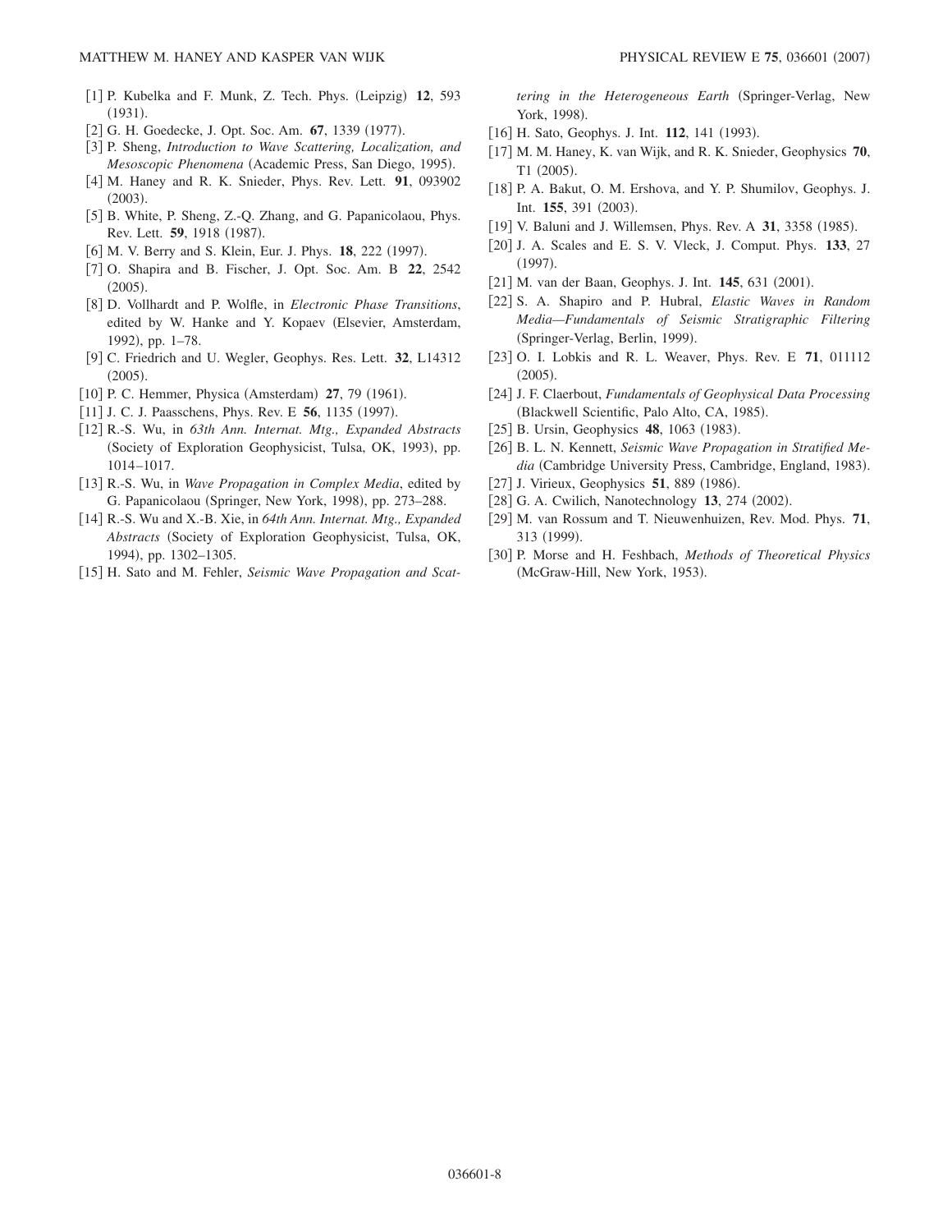[1] P. Kubelka and F. Munk, Z. Tech. Phys. (Leipzig) **12**, 593 (1931).

[2] G. H. Goedecke, J. Opt. Soc. Am. **67**, 1339 (1977).

[3] P. Sheng, *Introduction to Wave Scattering, Localization, and Mesoscopic Phenomena* (Academic Press, San Diego, 1995).

[4] M. Haney and R. K. Snieder, Phys. Rev. Lett. **91**, 093902 (2003).

[5] B. White, P. Sheng, Z.-Q. Zhang, and G. Papanicolaou, Phys. Rev. Lett. **59**, 1918 (1987).

[6] M. V. Berry and S. Klein, Eur. J. Phys. **18**, 222 (1997).

[7] O. Shapira and B. Fischer, J. Opt. Soc. Am. B **22**, 2542 (2005).

[8] D. Vollhardt and P. Wolfle, in *Electronic Phase Transitions*, edited by W. Hanke and Y. Kopaev (Elsevier, Amsterdam, 1992), pp. 1–78.

[9] C. Friedrich and U. Wegler, Geophys. Res. Lett. **32**, L14312 (2005).

[10] P. C. Hemmer, Physica (Amsterdam) **27**, 79 (1961).

[11] J. C. J. Paasschens, Phys. Rev. E **56**, 1135 (1997).

[12] R.-S. Wu, in *63th Ann. Internat. Mtg., Expanded Abstracts* (Society of Exploration Geophysicist, Tulsa, OK, 1993), pp. 1014–1017.

[13] R.-S. Wu, in *Wave Propagation in Complex Media*, edited by G. Papanicolaou (Springer, New York, 1998), pp. 273–288.

[14] R.-S. Wu and X.-B. Xie, in *64th Ann. Internat. Mtg., Expanded Abstracts* (Society of Exploration Geophysicist, Tulsa, OK, 1994), pp. 1302–1305.

[15] H. Sato and M. Fehler, *Seismic Wave Propagation and Scattering in the Heterogeneous Earth* (Springer-Verlag, New York, 1998).

[16] H. Sato, Geophys. J. Int. **112**, 141 (1993).

[17] M. M. Haney, K. van Wijk, and R. K. Snieder, Geophysics **70**, T1 (2005).

[18] P. A. Bakut, O. M. Ershova, and Y. P. Shumilov, Geophys. J. Int. **155**, 391 (2003).

[19] V. Baluni and J. Willemsen, Phys. Rev. A **31**, 3358 (1985).

[20] J. A. Scales and E. S. V. Vleck, J. Comput. Phys. **133**, 27 (1997).

[21] M. van der Baan, Geophys. J. Int. **145**, 631 (2001).

[22] S. A. Shapiro and P. Hubral, *Elastic Waves in Random Media—Fundamentals of Seismic Stratigraphic Filtering* (Springer-Verlag, Berlin, 1999).

[23] O. I. Lobkis and R. L. Weaver, Phys. Rev. E **71**, 011112 (2005).

[24] J. F. Claerbout, *Fundamentals of Geophysical Data Processing* (Blackwell Scientific, Palo Alto, CA, 1985).

[25] B. Ursin, Geophysics **48**, 1063 (1983).

[26] B. L. N. Kennett, *Seismic Wave Propagation in Stratified Media* (Cambridge University Press, Cambridge, England, 1983).

[27] J. Virieux, Geophysics **51**, 889 (1986).

[28] G. A. Cwilich, Nanotechnology **13**, 274 (2002).

[29] M. van Rossum and T. Nieuwenhuizen, Rev. Mod. Phys. **71**, 313 (1999).

[30] P. Morse and H. Feshbach, *Methods of Theoretical Physics* (McGraw-Hill, New York, 1953).